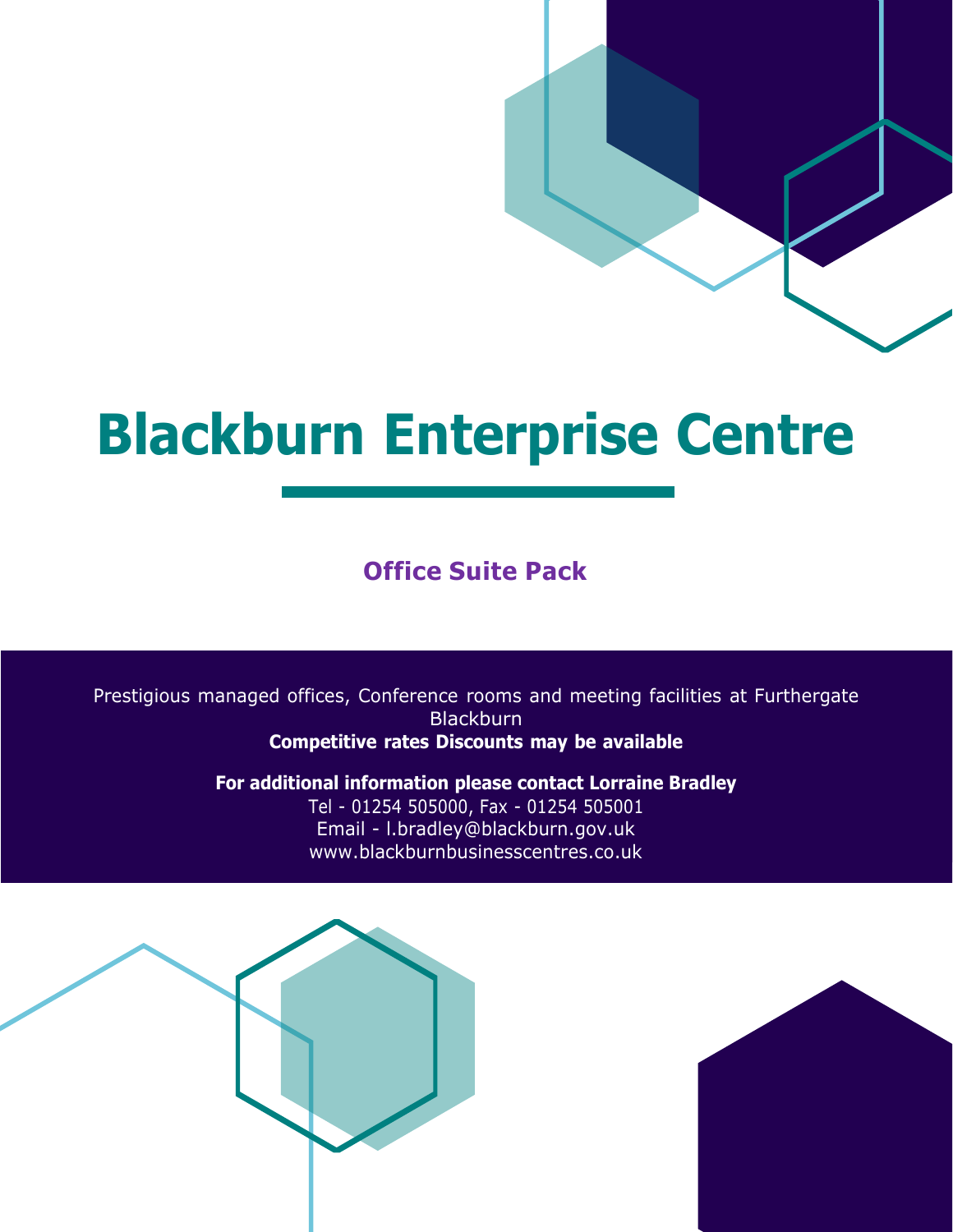# Blackburn Enterprise Centre

## Office Suite Pack

Prestigious managed offices, Conference rooms and meeting facilities at Furthergate Blackburn

**Competitive rates Discounts may be available**

**For additional information please contact Lorraine Bradley**

Tel - 01254 505000, Fax - 01254 505001

Email - l.bradley@blackburn.gov.uk

www.blackburnbusinesscentres.co.uk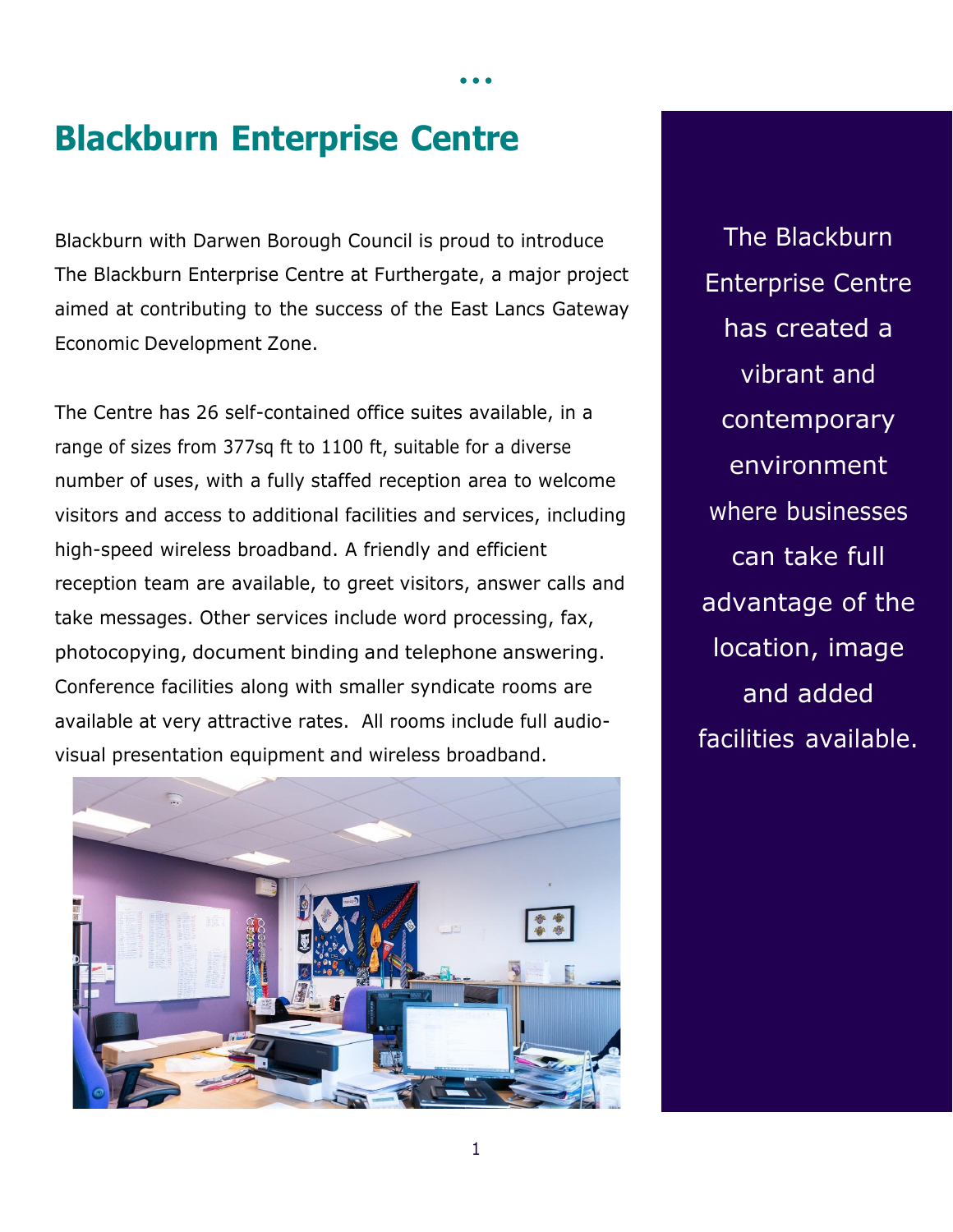# Blackburn Enterprise Centre

Blackburn with Darwen Borough Council is proud to introduce The Blackburn Enterprise Centre at Furthergate, a major project aimed at contributing to the success of the East Lancs Gateway Economic Development Zone.

The Centre has 26 self-contained office suites available, in a range of sizes from 377sq ft to 1100 ft, suitable for a diverse number of uses, with a fully staffed reception area to welcome visitors and access to additional facilities and services, including high-speed wireless broadband. A friendly and efficient reception team are available, to greet visitors, answer calls and take messages. Other services include word processing, fax, photocopying, document binding and telephone answering. Conference facilities along with smaller syndicate rooms are available at very attractive rates. All rooms include full audio-visual presentation equipment and wireless broadband.

The Blackburn Enterprise Centre has created a vibrant and contemporary environment where businesses can take full advantage of the location, image and added facilities available.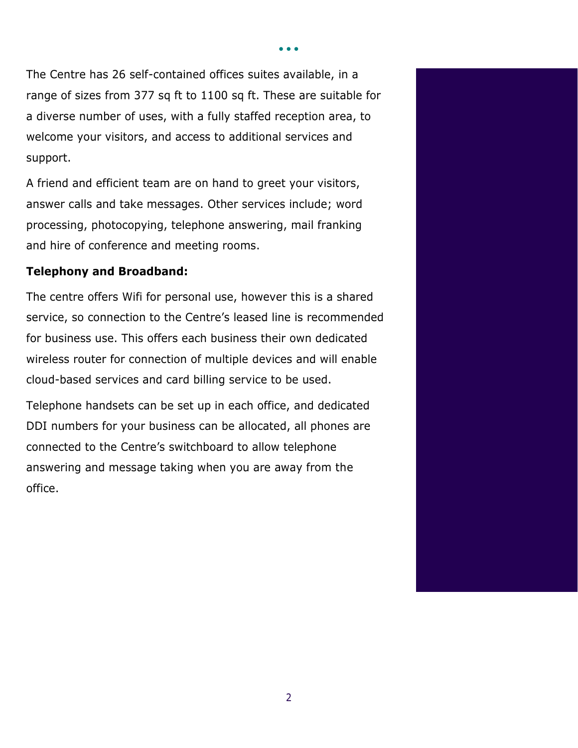The Centre has 26 self-contained offices suites available, in a range of sizes from 377 sq ft to 1100 sq ft. These are suitable for a diverse number of uses, with a fully staffed reception area, to welcome your visitors, and access to additional services and support.

A friend and efficient team are on hand to greet your visitors, answer calls and take messages. Other services include; word processing, photocopying, telephone answering, mail franking and hire of conference and meeting rooms.

**Telephony and Broadband:**

The centre offers Wifi for personal use, however this is a shared service, so connection to the Centre's leased line is recommended for business use. This offers each business their own dedicated wireless router for connection of multiple devices and will enable cloud-based services and card billing service to be used.

Telephone handsets can be set up in each office, and dedicated DDI numbers for your business can be allocated, all phones are connected to the Centre's switchboard to allow telephone answering and message taking when you are away from the office.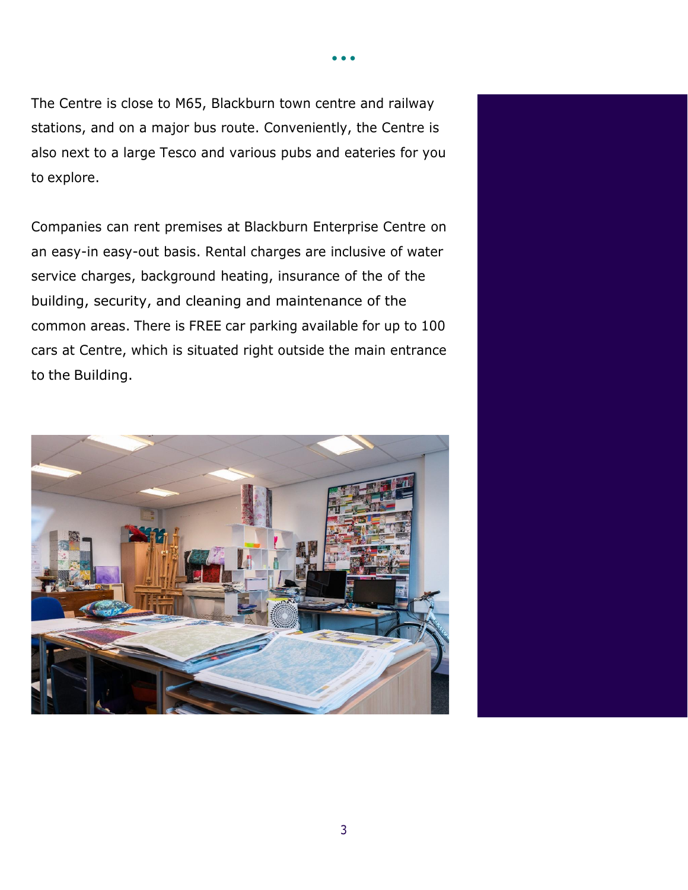The Centre is close to M65, Blackburn town centre and railway stations, and on a major bus route. Conveniently, the Centre is also next to a large Tesco and various pubs and eateries for you to explore.

Companies can rent premises at Blackburn Enterprise Centre on an easy-in easy-out basis. Rental charges are inclusive of water service charges, background heating, insurance of the of the building, security, and cleaning and maintenance of the common areas. There is FREE car parking available for up to 100 cars at Centre, which is situated right outside the main entrance to the Building.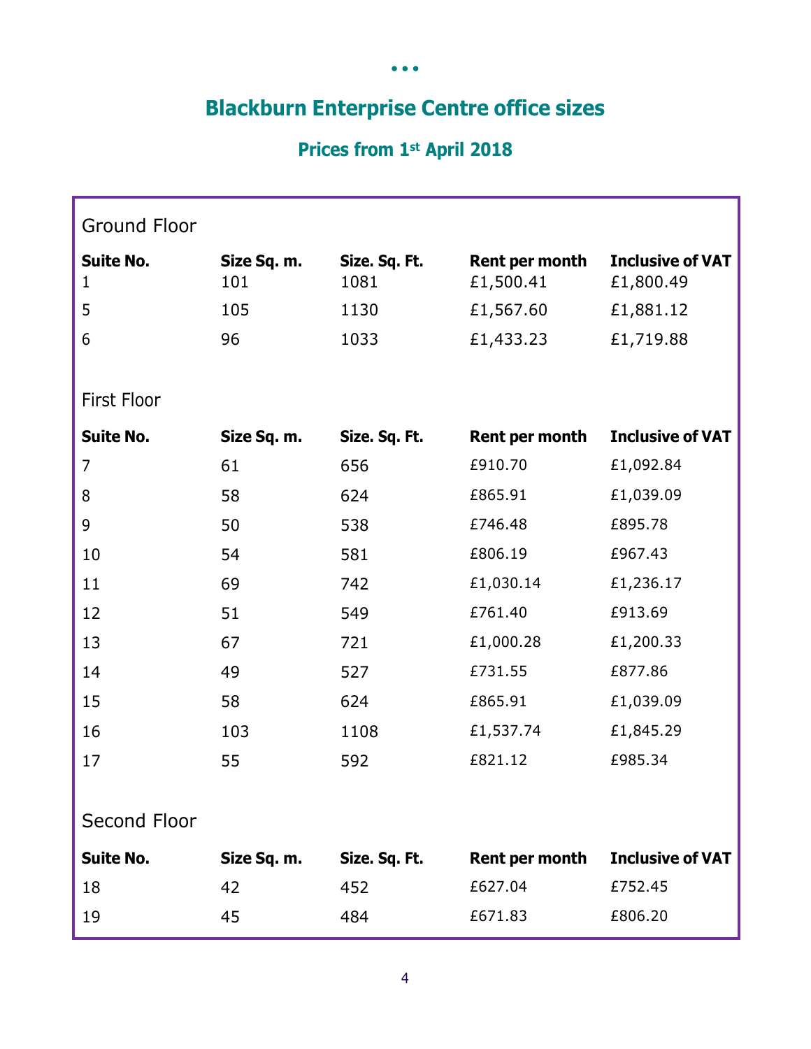# Blackburn Enterprise Centre office sizes

## Prices from 1st April 2018

Ground Floor

| Suite No. | Size Sq. m. | Size. Sq. Ft. | Rent per month | Inclusive of VAT |
|---|---|---|---|---|
| 1 | 101 | 1081 | £1,500.41 | £1,800.49 |
| 5 | 105 | 1130 | £1,567.60 | £1,881.12 |
| 6 | 96 | 1033 | £1,433.23 | £1,719.88 |

First Floor

| Suite No. | Size Sq. m. | Size. Sq. Ft. | Rent per month | Inclusive of VAT |
|---|---|---|---|---|
| 7 | 61 | 656 | £910.70 | £1,092.84 |
| 8 | 58 | 624 | £865.91 | £1,039.09 |
| 9 | 50 | 538 | £746.48 | £895.78 |
| 10 | 54 | 581 | £806.19 | £967.43 |
| 11 | 69 | 742 | £1,030.14 | £1,236.17 |
| 12 | 51 | 549 | £761.40 | £913.69 |
| 13 | 67 | 721 | £1,000.28 | £1,200.33 |
| 14 | 49 | 527 | £731.55 | £877.86 |
| 15 | 58 | 624 | £865.91 | £1,039.09 |
| 16 | 103 | 1108 | £1,537.74 | £1,845.29 |
| 17 | 55 | 592 | £821.12 | £985.34 |

Second Floor

| Suite No. | Size Sq. m. | Size. Sq. Ft. | Rent per month | Inclusive of VAT |
|---|---|---|---|---|
| 18 | 42 | 452 | £627.04 | £752.45 |
| 19 | 45 | 484 | £671.83 | £806.20 |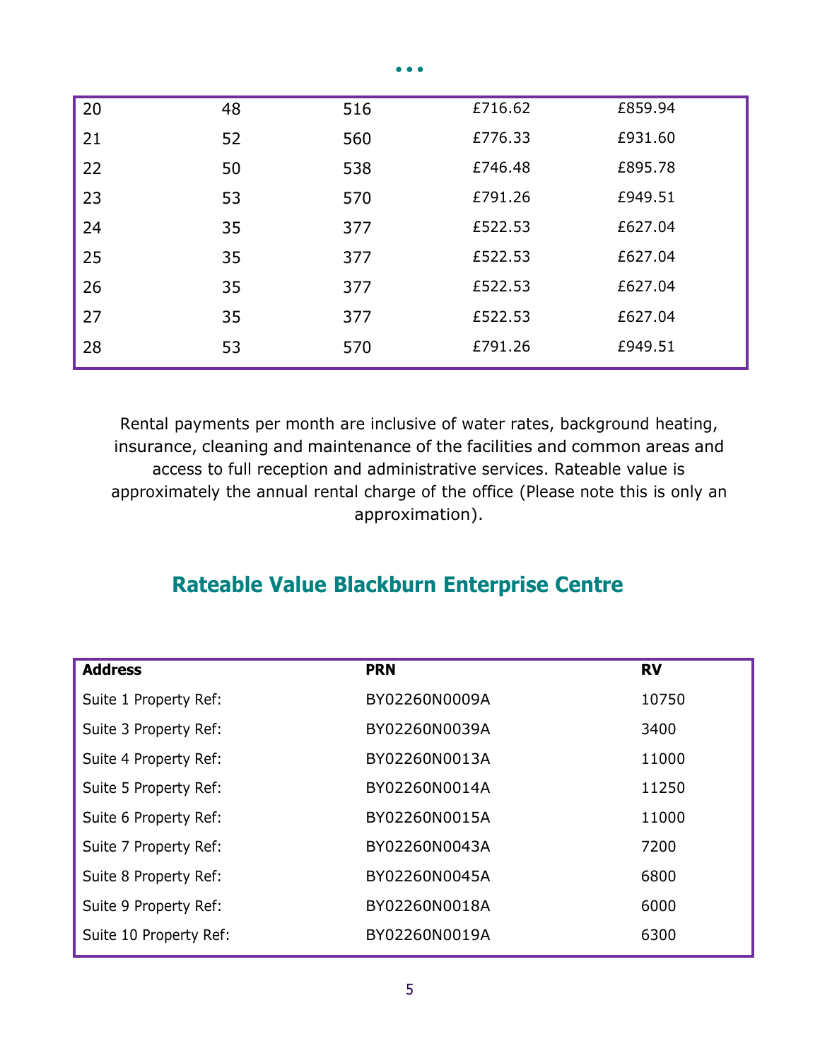| | | | | |
|---|---|---|---|---|
| 20 | 48 | 516 | £716.62 | £859.94 |
| 21 | 52 | 560 | £776.33 | £931.60 |
| 22 | 50 | 538 | £746.48 | £895.78 |
| 23 | 53 | 570 | £791.26 | £949.51 |
| 24 | 35 | 377 | £522.53 | £627.04 |
| 25 | 35 | 377 | £522.53 | £627.04 |
| 26 | 35 | 377 | £522.53 | £627.04 |
| 27 | 35 | 377 | £522.53 | £627.04 |
| 28 | 53 | 570 | £791.26 | £949.51 |

Rental payments per month are inclusive of water rates, background heating, insurance, cleaning and maintenance of the facilities and common areas and access to full reception and administrative services. Rateable value is approximately the annual rental charge of the office (Please note this is only an approximation).

## Rateable Value Blackburn Enterprise Centre

| Address | PRN | RV |
|---|---|---|
| Suite 1 Property Ref: | BY02260N0009A | 10750 |
| Suite 3 Property Ref: | BY02260N0039A | 3400 |
| Suite 4 Property Ref: | BY02260N0013A | 11000 |
| Suite 5 Property Ref: | BY02260N0014A | 11250 |
| Suite 6 Property Ref: | BY02260N0015A | 11000 |
| Suite 7 Property Ref: | BY02260N0043A | 7200 |
| Suite 8 Property Ref: | BY02260N0045A | 6800 |
| Suite 9 Property Ref: | BY02260N0018A | 6000 |
| Suite 10 Property Ref: | BY02260N0019A | 6300 |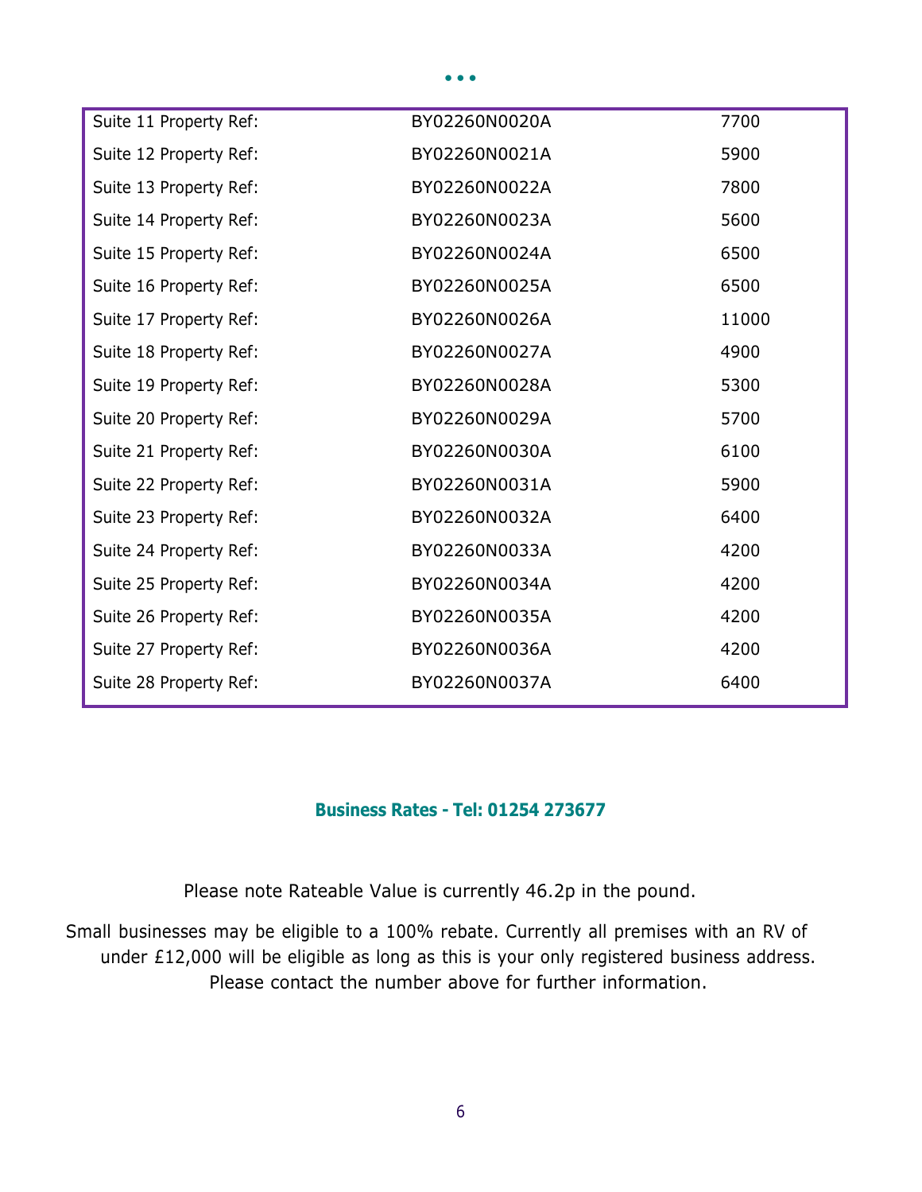| | | |
|---|---|---|
| Suite 11 Property Ref: | BY02260N0020A | 7700 |
| Suite 12 Property Ref: | BY02260N0021A | 5900 |
| Suite 13 Property Ref: | BY02260N0022A | 7800 |
| Suite 14 Property Ref: | BY02260N0023A | 5600 |
| Suite 15 Property Ref: | BY02260N0024A | 6500 |
| Suite 16 Property Ref: | BY02260N0025A | 6500 |
| Suite 17 Property Ref: | BY02260N0026A | 11000 |
| Suite 18 Property Ref: | BY02260N0027A | 4900 |
| Suite 19 Property Ref: | BY02260N0028A | 5300 |
| Suite 20 Property Ref: | BY02260N0029A | 5700 |
| Suite 21 Property Ref: | BY02260N0030A | 6100 |
| Suite 22 Property Ref: | BY02260N0031A | 5900 |
| Suite 23 Property Ref: | BY02260N0032A | 6400 |
| Suite 24 Property Ref: | BY02260N0033A | 4200 |
| Suite 25 Property Ref: | BY02260N0034A | 4200 |
| Suite 26 Property Ref: | BY02260N0035A | 4200 |
| Suite 27 Property Ref: | BY02260N0036A | 4200 |
| Suite 28 Property Ref: | BY02260N0037A | 6400 |

**Business Rates - Tel: 01254 273677**

Please note Rateable Value is currently 46.2p in the pound.

Small businesses may be eligible to a 100% rebate. Currently all premises with an RV of under £12,000 will be eligible as long as this is your only registered business address. Please contact the number above for further information.